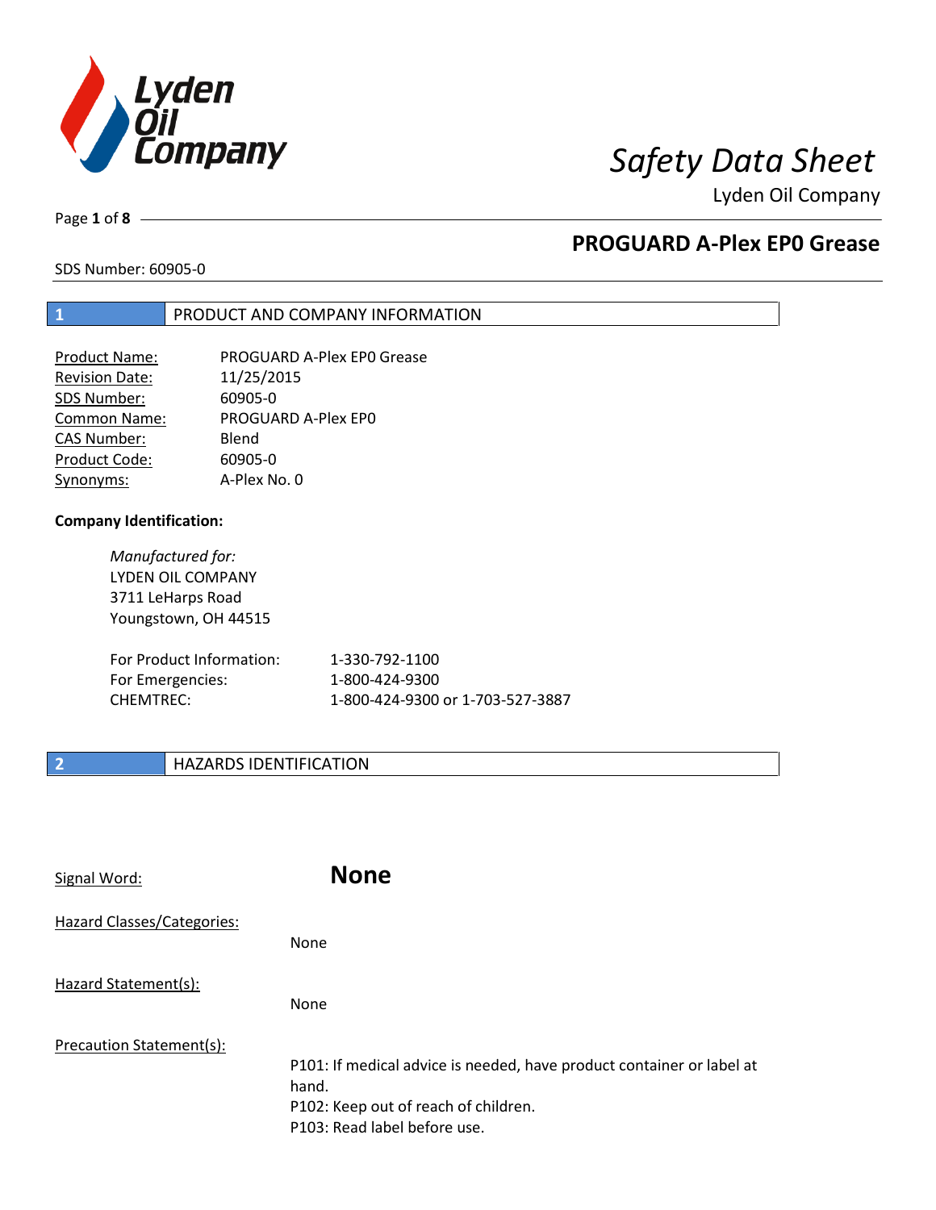# Safety Data Sheet

Lyden Oil Company

## PROGUARD A-Plex EP0 Grease

SDS Number: 60905-0

## 1 PRODUCT AND COMPANY INFORMATION

| | |
|---|---|
| Product Name: | PROGUARD A-Plex EP0 Grease |
| Revision Date: | 11/25/2015 |
| SDS Number: | 60905-0 |
| Common Name: | PROGUARD A-Plex EP0 |
| CAS Number: | Blend |
| Product Code: | 60905-0 |
| Synonyms: | A-Plex No. 0 |

**Company Identification:**

*Manufactured for:*
LYDEN OIL COMPANY
3711 LeHarps Road
Youngstown, OH 44515

| | |
|---|---|
| For Product Information: | 1-330-792-1100 |
| For Emergencies: | 1-800-424-9300 |
| CHEMTREC: | 1-800-424-9300 or 1-703-527-3887 |

## 2 HAZARDS IDENTIFICATION

Signal Word: **None**

Hazard Classes/Categories:

None

Hazard Statement(s):

None

Precaution Statement(s):

P101: If medical advice is needed, have product container or label at hand.
P102: Keep out of reach of children.
P103: Read label before use.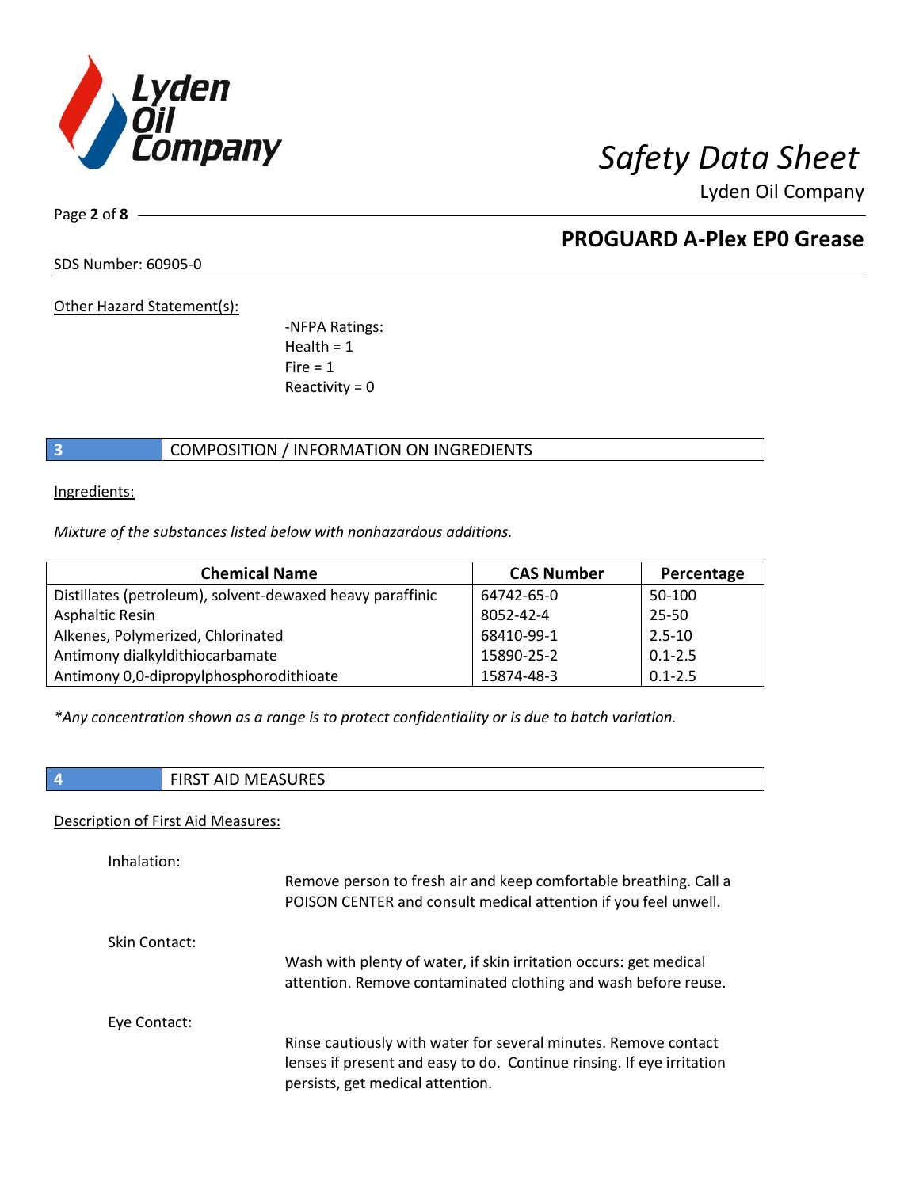Other Hazard Statement(s):

-NFPA Ratings:
Health = 1
Fire = 1
Reactivity = 0

## 3 COMPOSITION / INFORMATION ON INGREDIENTS

Ingredients:

*Mixture of the substances listed below with nonhazardous additions.*

| Chemical Name | CAS Number | Percentage |
|---|---|---|
| Distillates (petroleum), solvent-dewaxed heavy paraffinic | 64742-65-0 | 50-100 |
| Asphaltic Resin | 8052-42-4 | 25-50 |
| Alkenes, Polymerized, Chlorinated | 68410-99-1 | 2.5-10 |
| Antimony dialkyldithiocarbamate | 15890-25-2 | 0.1-2.5 |
| Antimony 0,0-dipropylphosphorodithioate | 15874-48-3 | 0.1-2.5 |

*\*Any concentration shown as a range is to protect confidentiality or is due to batch variation.*

## 4 FIRST AID MEASURES

Description of First Aid Measures:

Inhalation:

Remove person to fresh air and keep comfortable breathing. Call a POISON CENTER and consult medical attention if you feel unwell.

Skin Contact:

Wash with plenty of water, if skin irritation occurs: get medical attention. Remove contaminated clothing and wash before reuse.

Eye Contact:

Rinse cautiously with water for several minutes. Remove contact lenses if present and easy to do. Continue rinsing. If eye irritation persists, get medical attention.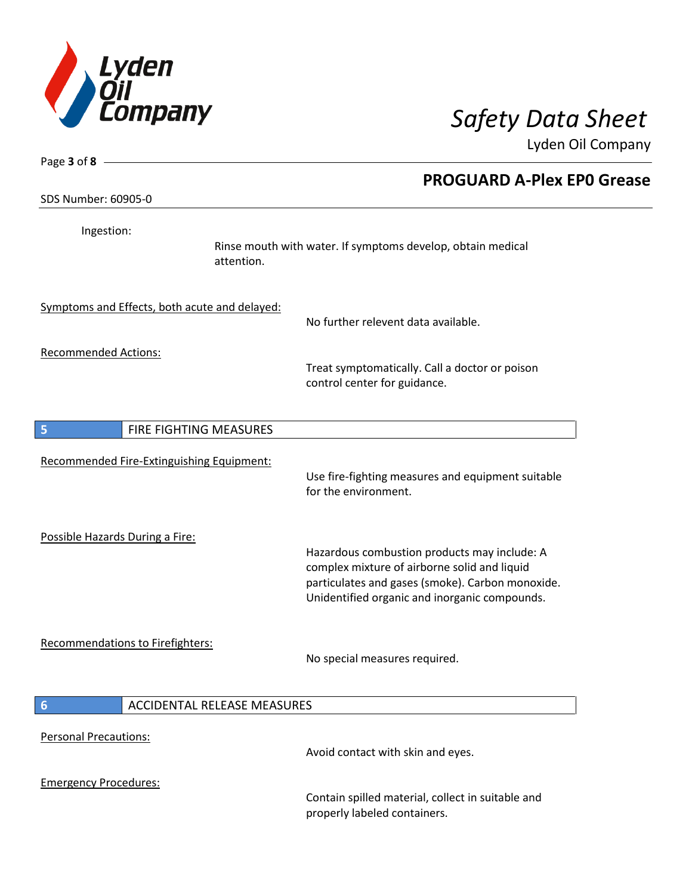Ingestion:

Rinse mouth with water. If symptoms develop, obtain medical attention.

Symptoms and Effects, both acute and delayed:

No further relevent data available.

Recommended Actions:

Treat symptomatically. Call a doctor or poison control center for guidance.

## 5 FIRE FIGHTING MEASURES

Recommended Fire-Extinguishing Equipment:

Use fire-fighting measures and equipment suitable for the environment.

Possible Hazards During a Fire:

Hazardous combustion products may include: A complex mixture of airborne solid and liquid particulates and gases (smoke). Carbon monoxide. Unidentified organic and inorganic compounds.

Recommendations to Firefighters:

No special measures required.

## 6 ACCIDENTAL RELEASE MEASURES

Personal Precautions:

Avoid contact with skin and eyes.

Emergency Procedures:

Contain spilled material, collect in suitable and properly labeled containers.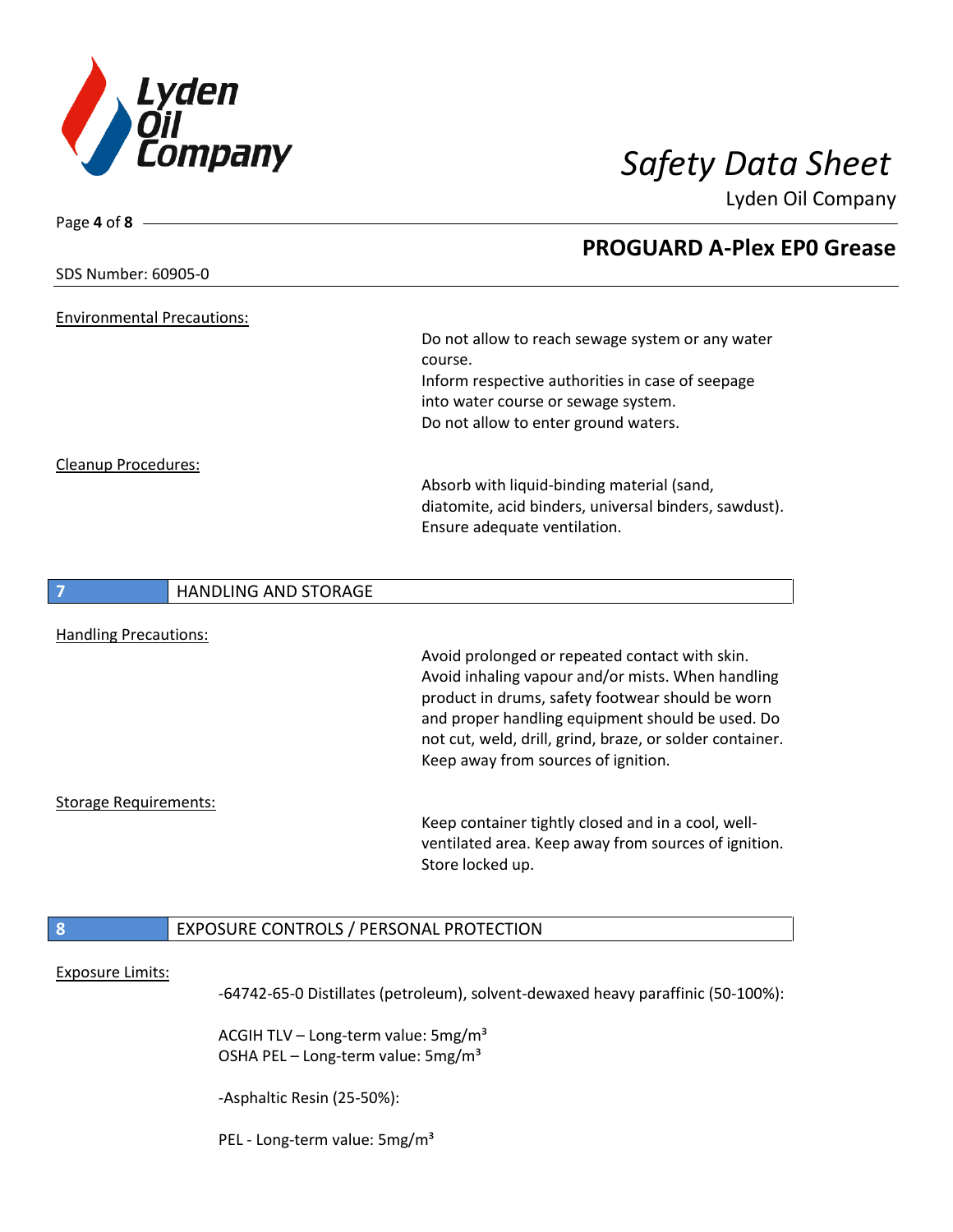Environmental Precautions:

Do not allow to reach sewage system or any water course.
Inform respective authorities in case of seepage into water course or sewage system.
Do not allow to enter ground waters.

Cleanup Procedures:

Absorb with liquid-binding material (sand, diatomite, acid binders, universal binders, sawdust). Ensure adequate ventilation.

## 7 HANDLING AND STORAGE

Handling Precautions:

Avoid prolonged or repeated contact with skin. Avoid inhaling vapour and/or mists. When handling product in drums, safety footwear should be worn and proper handling equipment should be used. Do not cut, weld, drill, grind, braze, or solder container. Keep away from sources of ignition.

Storage Requirements:

Keep container tightly closed and in a cool, well-ventilated area. Keep away from sources of ignition. Store locked up.

## 8 EXPOSURE CONTROLS / PERSONAL PROTECTION

Exposure Limits:

-64742-65-0 Distillates (petroleum), solvent-dewaxed heavy paraffinic (50-100%):

ACGIH TLV – Long-term value: $5mg/m^3$
OSHA PEL – Long-term value: $5mg/m^3$

-Asphaltic Resin (25-50%):

PEL - Long-term value: $5mg/m^3$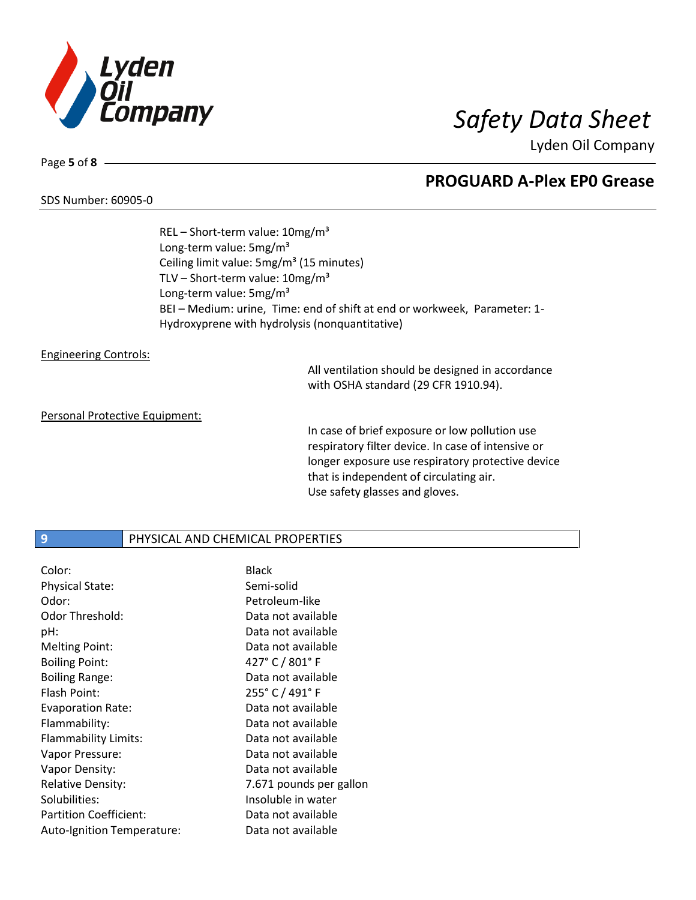REL – Short-term value: 10mg/m³
Long-term value: 5mg/m³
Ceiling limit value: 5mg/m³ (15 minutes)
TLV – Short-term value: 10mg/m³
Long-term value: 5mg/m³
BEI – Medium: urine, Time: end of shift at end or workweek, Parameter: 1-Hydroxyprene with hydrolysis (nonquantitative)

Engineering Controls:

All ventilation should be designed in accordance with OSHA standard (29 CFR 1910.94).

Personal Protective Equipment:

In case of brief exposure or low pollution use respiratory filter device. In case of intensive or longer exposure use respiratory protective device that is independent of circulating air.
Use safety glasses and gloves.

## 9 PHYSICAL AND CHEMICAL PROPERTIES

| | |
|---|---|
| Color: | Black |
| Physical State: | Semi-solid |
| Odor: | Petroleum-like |
| Odor Threshold: | Data not available |
| pH: | Data not available |
| Melting Point: | Data not available |
| Boiling Point: | 427° C / 801° F |
| Boiling Range: | Data not available |
| Flash Point: | 255° C / 491° F |
| Evaporation Rate: | Data not available |
| Flammability: | Data not available |
| Flammability Limits: | Data not available |
| Vapor Pressure: | Data not available |
| Vapor Density: | Data not available |
| Relative Density: | 7.671 pounds per gallon |
| Solubilities: | Insoluble in water |
| Partition Coefficient: | Data not available |
| Auto-Ignition Temperature: | Data not available |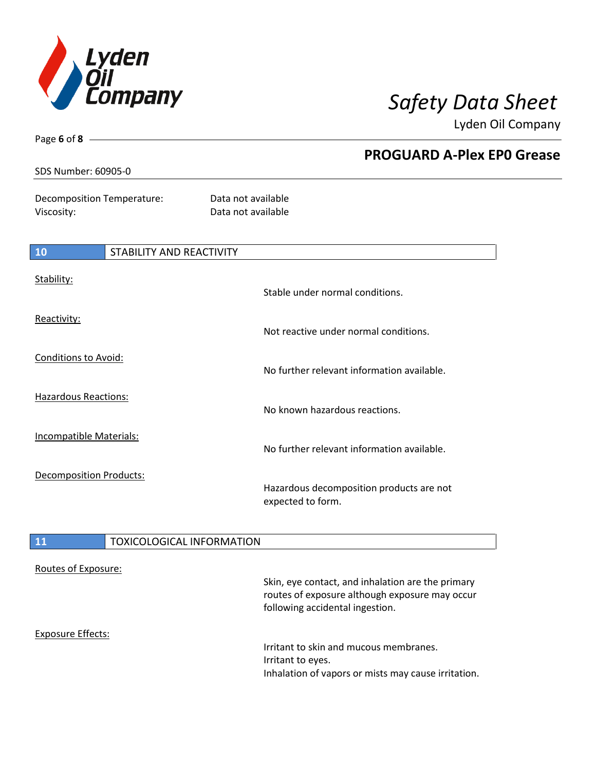Decomposition Temperature: Data not available
Viscosity: Data not available

## 10 STABILITY AND REACTIVITY

Stability:
Stable under normal conditions.

Reactivity:
Not reactive under normal conditions.

Conditions to Avoid:
No further relevant information available.

Hazardous Reactions:
No known hazardous reactions.

Incompatible Materials:
No further relevant information available.

Decomposition Products:
Hazardous decomposition products are not expected to form.

## 11 TOXICOLOGICAL INFORMATION

Routes of Exposure:
Skin, eye contact, and inhalation are the primary routes of exposure although exposure may occur following accidental ingestion.

Exposure Effects:
Irritant to skin and mucous membranes.
Irritant to eyes.
Inhalation of vapors or mists may cause irritation.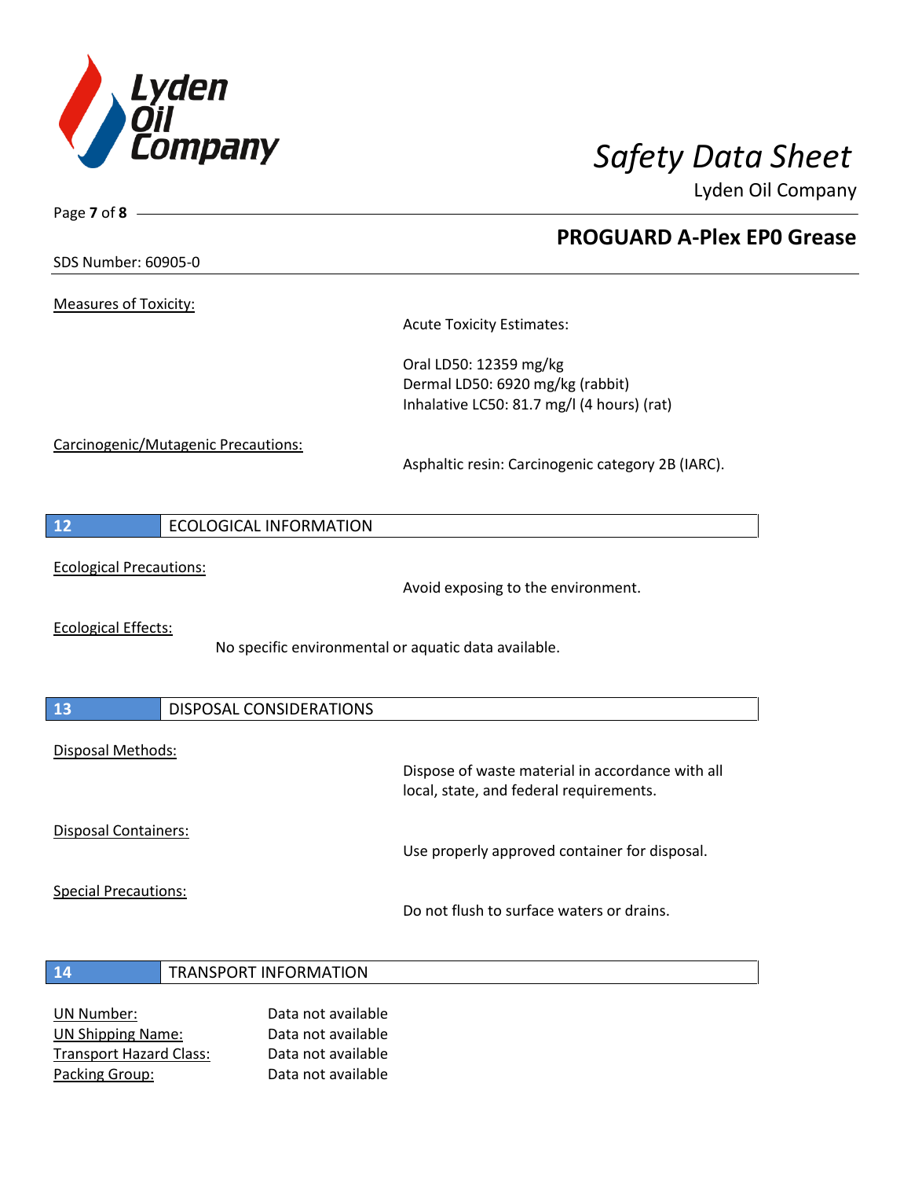Measures of Toxicity:

Acute Toxicity Estimates:

Oral LD50: 12359 mg/kg
Dermal LD50: 6920 mg/kg (rabbit)
Inhalative LC50: 81.7 mg/l (4 hours) (rat)

Carcinogenic/Mutagenic Precautions:

Asphaltic resin: Carcinogenic category 2B (IARC).

## 12 ECOLOGICAL INFORMATION

Ecological Precautions:

Avoid exposing to the environment.

Ecological Effects:

No specific environmental or aquatic data available.

## 13 DISPOSAL CONSIDERATIONS

Disposal Methods:

Dispose of waste material in accordance with all local, state, and federal requirements.

Disposal Containers:

Use properly approved container for disposal.

Special Precautions:

Do not flush to surface waters or drains.

## 14 TRANSPORT INFORMATION

UN Number: Data not available
UN Shipping Name: Data not available
Transport Hazard Class: Data not available
Packing Group: Data not available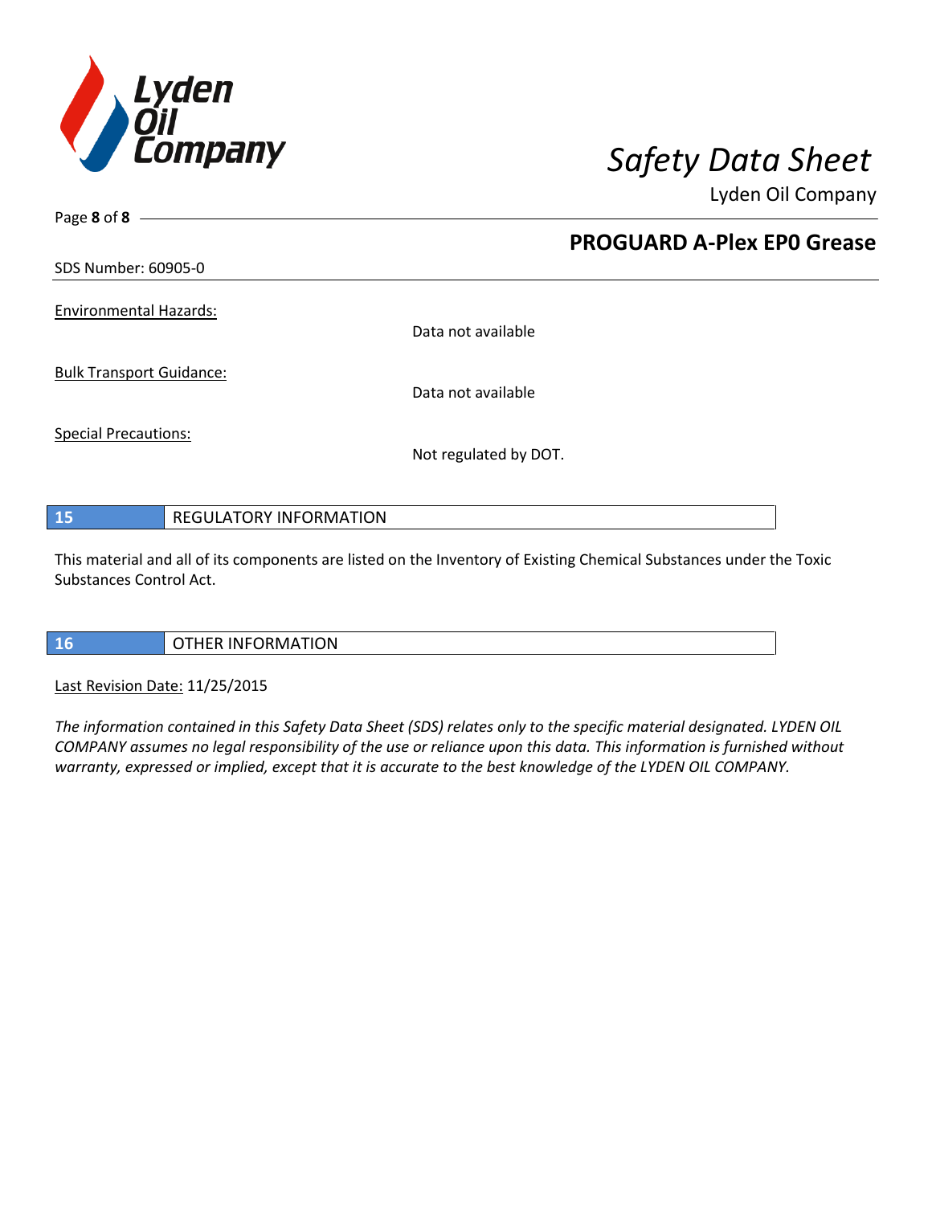Environmental Hazards:

Data not available

Bulk Transport Guidance:

Data not available

Special Precautions:

Not regulated by DOT.

## 15 REGULATORY INFORMATION

This material and all of its components are listed on the Inventory of Existing Chemical Substances under the Toxic Substances Control Act.

## 16 OTHER INFORMATION

Last Revision Date: 11/25/2015

*The information contained in this Safety Data Sheet (SDS) relates only to the specific material designated. LYDEN OIL COMPANY assumes no legal responsibility of the use or reliance upon this data. This information is furnished without warranty, expressed or implied, except that it is accurate to the best knowledge of the LYDEN OIL COMPANY.*